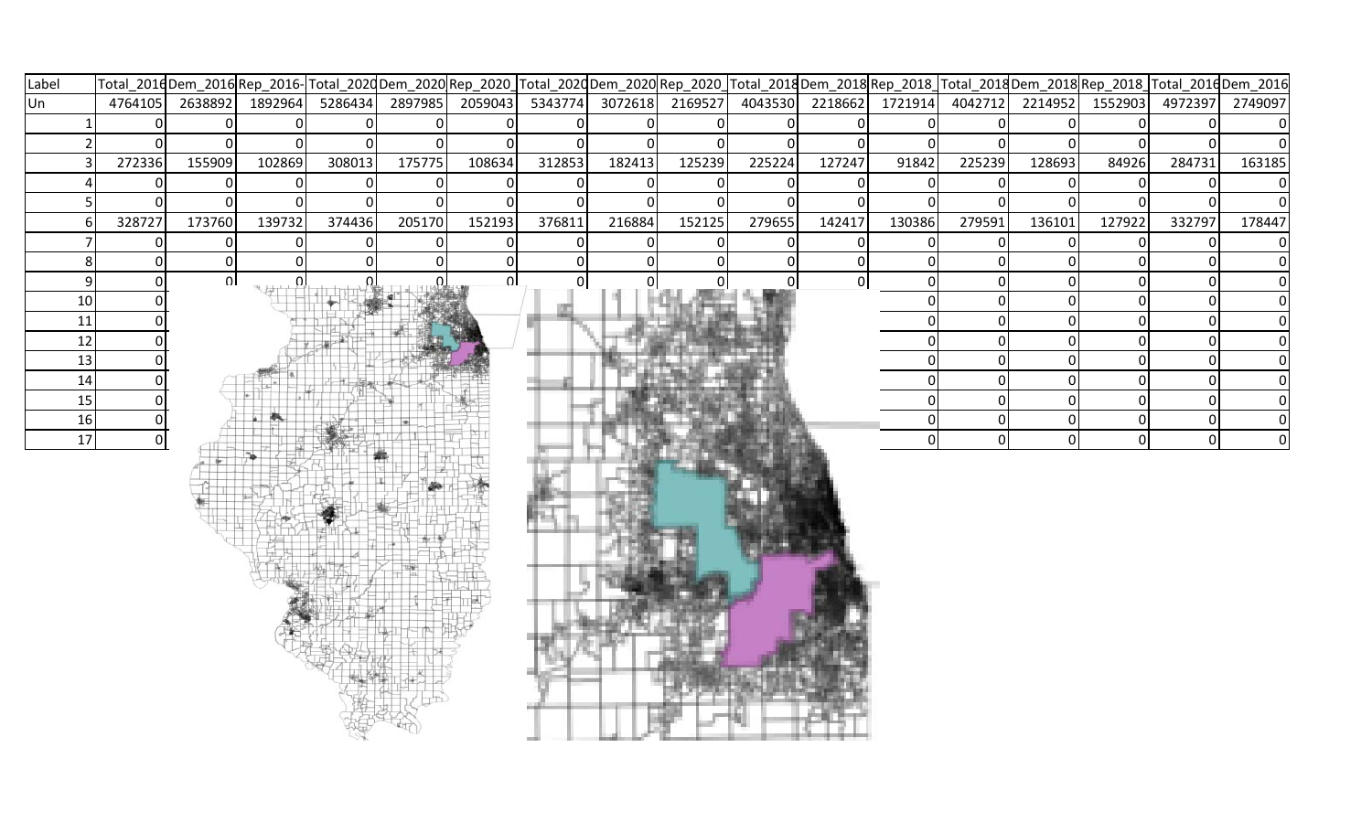| Label | Total_2016 | Dem_2016 | Rep_2016- | Total_2020 | Dem_2020 | Rep_2020_ | Total_2020 | Dem_2020 | Rep_2020_ | Total_2018 | Dem_2018 | Rep_2018_ | Total_2018 | Dem_2018 | Rep_2018_ | Total_2016 | Dem_2016 |
|---|---|---|---|---|---|---|---|---|---|---|---|---|---|---|---|---|---|
| Un | 4764105 | 2638892 | 1892964 | 5286434 | 2897985 | 2059043 | 5343774 | 3072618 | 2169527 | 4043530 | 2218662 | 1721914 | 4042712 | 2214952 | 1552903 | 4972397 | 2749097 |
| 1 | 0 | 0 | 0 | 0 | 0 | 0 | 0 | 0 | 0 | 0 | 0 | 0 | 0 | 0 | 0 | 0 | 0 |
| 2 | 0 | 0 | 0 | 0 | 0 | 0 | 0 | 0 | 0 | 0 | 0 | 0 | 0 | 0 | 0 | 0 | 0 |
| 3 | 272336 | 155909 | 102869 | 308013 | 175775 | 108634 | 312853 | 182413 | 125239 | 225224 | 127247 | 91842 | 225239 | 128693 | 84926 | 284731 | 163185 |
| 4 | 0 | 0 | 0 | 0 | 0 | 0 | 0 | 0 | 0 | 0 | 0 | 0 | 0 | 0 | 0 | 0 | 0 |
| 5 | 0 | 0 | 0 | 0 | 0 | 0 | 0 | 0 | 0 | 0 | 0 | 0 | 0 | 0 | 0 | 0 | 0 |
| 6 | 328727 | 173760 | 139732 | 374436 | 205170 | 152193 | 376811 | 216884 | 152125 | 279655 | 142417 | 130386 | 279591 | 136101 | 127922 | 332797 | 178447 |
| 7 | 0 | 0 | 0 | 0 | 0 | 0 | 0 | 0 | 0 | 0 | 0 | 0 | 0 | 0 | 0 | 0 | 0 |
| 8 | 0 | 0 | 0 | 0 | 0 | 0 | 0 | 0 | 0 | 0 | 0 | 0 | 0 | 0 | 0 | 0 | 0 |
| 9 | 0 | 0 | 0 | 0 | 0 | 0 | 0 | 0 | 0 | 0 | 0 | 0 | 0 | 0 | 0 | 0 | 0 |
| 10 | 0 | | | | | | | | | | | 0 | 0 | 0 | 0 | 0 | 0 |
| 11 | 0 | | | | | | | | | | | 0 | 0 | 0 | 0 | 0 | 0 |
| 12 | 0 | | | | | | | | | | | 0 | 0 | 0 | 0 | 0 | 0 |
| 13 | 0 | | | | | | | | | | | 0 | 0 | 0 | 0 | 0 | 0 |
| 14 | 0 | | | | | | | | | | | 0 | 0 | 0 | 0 | 0 | 0 |
| 15 | 0 | | | | | | | | | | | 0 | 0 | 0 | 0 | 0 | 0 |
| 16 | 0 | | | | | | | | | | | 0 | 0 | 0 | 0 | 0 | 0 |
| 17 | 0 | | | | | | | | | | | 0 | 0 | 0 | 0 | 0 | 0 |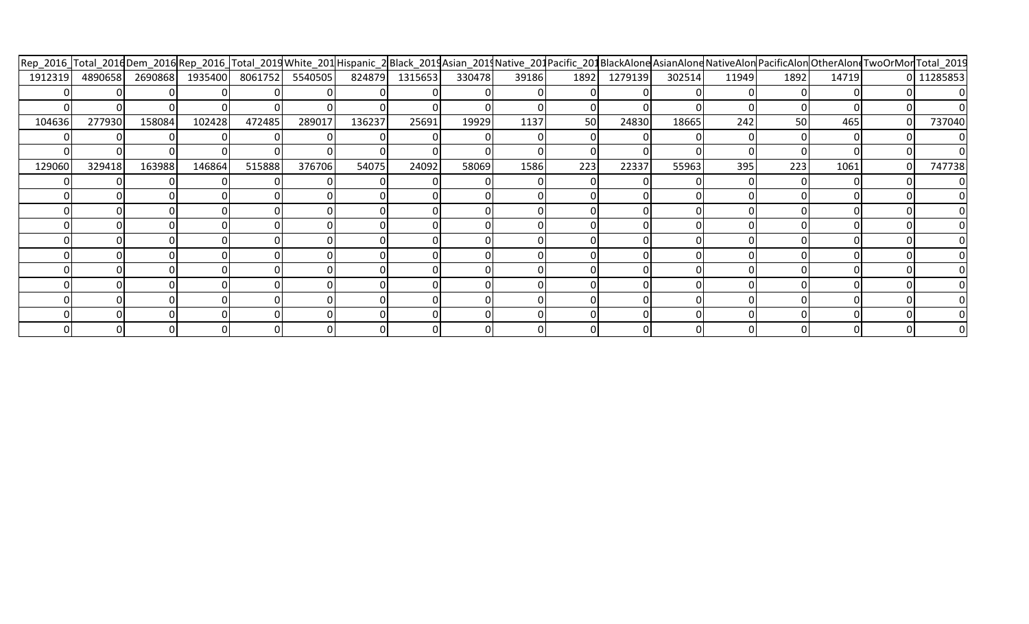| Rep_2016_ | Total_2016 | Dem_2016 | Rep_2016_ | Total_2019 | White_201 | Hispanic_2 | Black_2019 | Asian_2019 | Native_201 | Pacific_201 | BlackAlone | AsianAlone | NativeAlon | PacificAlon | OtherAlone | TwoOrMor | Total_2019 |
|---|---|---|---|---|---|---|---|---|---|---|---|---|---|---|---|---|---|
| 1912319 | 4890658 | 2690868 | 1935400 | 8061752 | 5540505 | 824879 | 1315653 | 330478 | 39186 | 1892 | 1279139 | 302514 | 11949 | 1892 | 14719 | 0 | 11285853 |
| 0 | 0 | 0 | 0 | 0 | 0 | 0 | 0 | 0 | 0 | 0 | 0 | 0 | 0 | 0 | 0 | 0 | 0 |
| 0 | 0 | 0 | 0 | 0 | 0 | 0 | 0 | 0 | 0 | 0 | 0 | 0 | 0 | 0 | 0 | 0 | 0 |
| 104636 | 277930 | 158084 | 102428 | 472485 | 289017 | 136237 | 25691 | 19929 | 1137 | 50 | 24830 | 18665 | 242 | 50 | 465 | 0 | 737040 |
| 0 | 0 | 0 | 0 | 0 | 0 | 0 | 0 | 0 | 0 | 0 | 0 | 0 | 0 | 0 | 0 | 0 | 0 |
| 0 | 0 | 0 | 0 | 0 | 0 | 0 | 0 | 0 | 0 | 0 | 0 | 0 | 0 | 0 | 0 | 0 | 0 |
| 129060 | 329418 | 163988 | 146864 | 515888 | 376706 | 54075 | 24092 | 58069 | 1586 | 223 | 22337 | 55963 | 395 | 223 | 1061 | 0 | 747738 |
| 0 | 0 | 0 | 0 | 0 | 0 | 0 | 0 | 0 | 0 | 0 | 0 | 0 | 0 | 0 | 0 | 0 | 0 |
| 0 | 0 | 0 | 0 | 0 | 0 | 0 | 0 | 0 | 0 | 0 | 0 | 0 | 0 | 0 | 0 | 0 | 0 |
| 0 | 0 | 0 | 0 | 0 | 0 | 0 | 0 | 0 | 0 | 0 | 0 | 0 | 0 | 0 | 0 | 0 | 0 |
| 0 | 0 | 0 | 0 | 0 | 0 | 0 | 0 | 0 | 0 | 0 | 0 | 0 | 0 | 0 | 0 | 0 | 0 |
| 0 | 0 | 0 | 0 | 0 | 0 | 0 | 0 | 0 | 0 | 0 | 0 | 0 | 0 | 0 | 0 | 0 | 0 |
| 0 | 0 | 0 | 0 | 0 | 0 | 0 | 0 | 0 | 0 | 0 | 0 | 0 | 0 | 0 | 0 | 0 | 0 |
| 0 | 0 | 0 | 0 | 0 | 0 | 0 | 0 | 0 | 0 | 0 | 0 | 0 | 0 | 0 | 0 | 0 | 0 |
| 0 | 0 | 0 | 0 | 0 | 0 | 0 | 0 | 0 | 0 | 0 | 0 | 0 | 0 | 0 | 0 | 0 | 0 |
| 0 | 0 | 0 | 0 | 0 | 0 | 0 | 0 | 0 | 0 | 0 | 0 | 0 | 0 | 0 | 0 | 0 | 0 |
| 0 | 0 | 0 | 0 | 0 | 0 | 0 | 0 | 0 | 0 | 0 | 0 | 0 | 0 | 0 | 0 | 0 | 0 |
| 0 | 0 | 0 | 0 | 0 | 0 | 0 | 0 | 0 | 0 | 0 | 0 | 0 | 0 | 0 | 0 | 0 | 0 |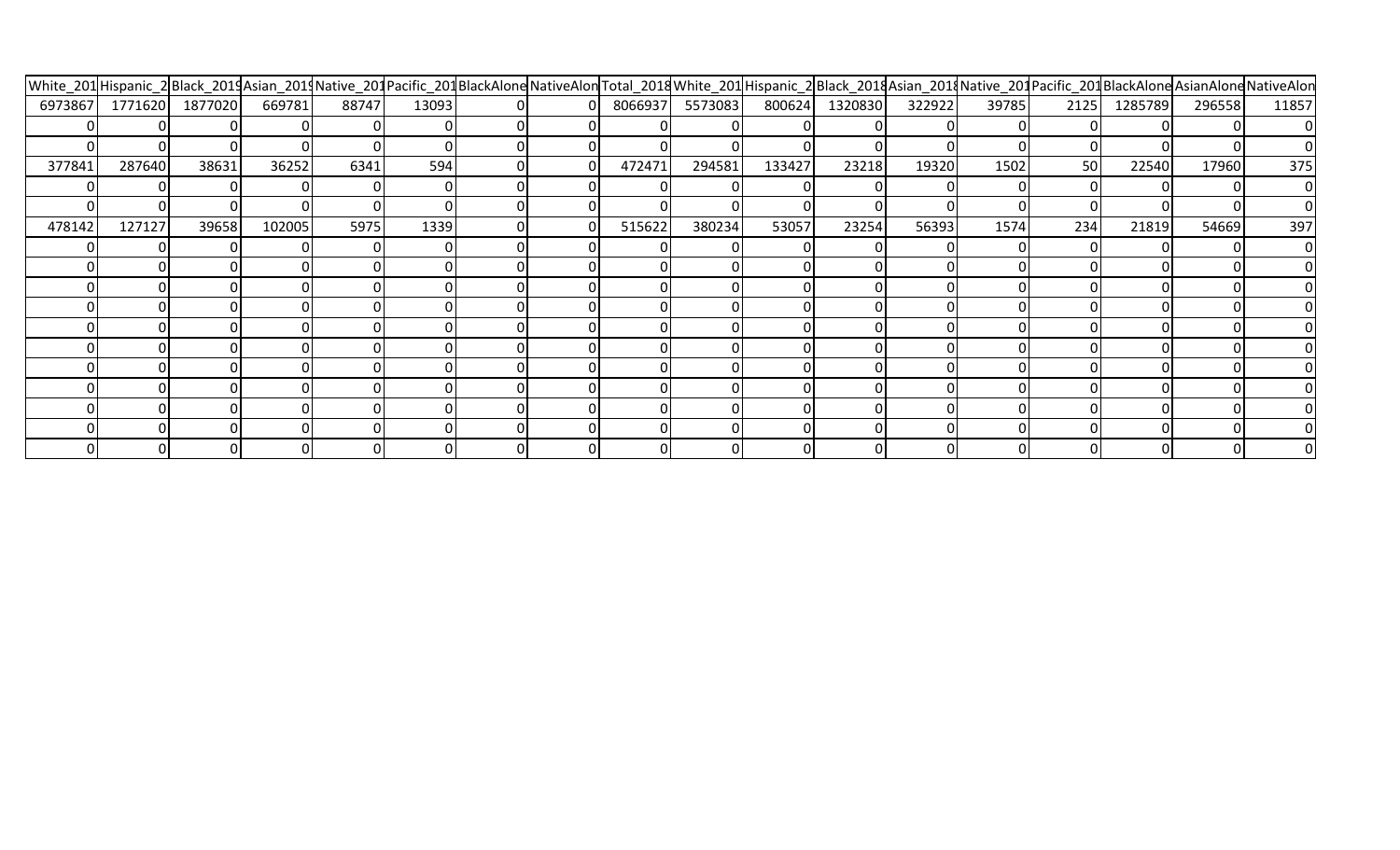| White_201 | Hispanic_2 | Black_2019 | Asian_2019 | Native_201 | Pacific_201 | BlackAlone | NativeAlon | Total_2018 | White_201 | Hispanic_2 | Black_2018 | Asian_2018 | Native_201 | Pacific_201 | BlackAlone | AsianAlone | NativeAlon |
|---|---|---|---|---|---|---|---|---|---|---|---|---|---|---|---|---|---|
| 6973867 | 1771620 | 1877020 | 669781 | 88747 | 13093 | 0 | 0 | 8066937 | 5573083 | 800624 | 1320830 | 322922 | 39785 | 2125 | 1285789 | 296558 | 11857 |
| 0 | 0 | 0 | 0 | 0 | 0 | 0 | 0 | 0 | 0 | 0 | 0 | 0 | 0 | 0 | 0 | 0 | 0 |
| 0 | 0 | 0 | 0 | 0 | 0 | 0 | 0 | 0 | 0 | 0 | 0 | 0 | 0 | 0 | 0 | 0 | 0 |
| 377841 | 287640 | 38631 | 36252 | 6341 | 594 | 0 | 0 | 472471 | 294581 | 133427 | 23218 | 19320 | 1502 | 50 | 22540 | 17960 | 375 |
| 0 | 0 | 0 | 0 | 0 | 0 | 0 | 0 | 0 | 0 | 0 | 0 | 0 | 0 | 0 | 0 | 0 | 0 |
| 0 | 0 | 0 | 0 | 0 | 0 | 0 | 0 | 0 | 0 | 0 | 0 | 0 | 0 | 0 | 0 | 0 | 0 |
| 478142 | 127127 | 39658 | 102005 | 5975 | 1339 | 0 | 0 | 515622 | 380234 | 53057 | 23254 | 56393 | 1574 | 234 | 21819 | 54669 | 397 |
| 0 | 0 | 0 | 0 | 0 | 0 | 0 | 0 | 0 | 0 | 0 | 0 | 0 | 0 | 0 | 0 | 0 | 0 |
| 0 | 0 | 0 | 0 | 0 | 0 | 0 | 0 | 0 | 0 | 0 | 0 | 0 | 0 | 0 | 0 | 0 | 0 |
| 0 | 0 | 0 | 0 | 0 | 0 | 0 | 0 | 0 | 0 | 0 | 0 | 0 | 0 | 0 | 0 | 0 | 0 |
| 0 | 0 | 0 | 0 | 0 | 0 | 0 | 0 | 0 | 0 | 0 | 0 | 0 | 0 | 0 | 0 | 0 | 0 |
| 0 | 0 | 0 | 0 | 0 | 0 | 0 | 0 | 0 | 0 | 0 | 0 | 0 | 0 | 0 | 0 | 0 | 0 |
| 0 | 0 | 0 | 0 | 0 | 0 | 0 | 0 | 0 | 0 | 0 | 0 | 0 | 0 | 0 | 0 | 0 | 0 |
| 0 | 0 | 0 | 0 | 0 | 0 | 0 | 0 | 0 | 0 | 0 | 0 | 0 | 0 | 0 | 0 | 0 | 0 |
| 0 | 0 | 0 | 0 | 0 | 0 | 0 | 0 | 0 | 0 | 0 | 0 | 0 | 0 | 0 | 0 | 0 | 0 |
| 0 | 0 | 0 | 0 | 0 | 0 | 0 | 0 | 0 | 0 | 0 | 0 | 0 | 0 | 0 | 0 | 0 | 0 |
| 0 | 0 | 0 | 0 | 0 | 0 | 0 | 0 | 0 | 0 | 0 | 0 | 0 | 0 | 0 | 0 | 0 | 0 |
| 0 | 0 | 0 | 0 | 0 | 0 | 0 | 0 | 0 | 0 | 0 | 0 | 0 | 0 | 0 | 0 | 0 | 0 |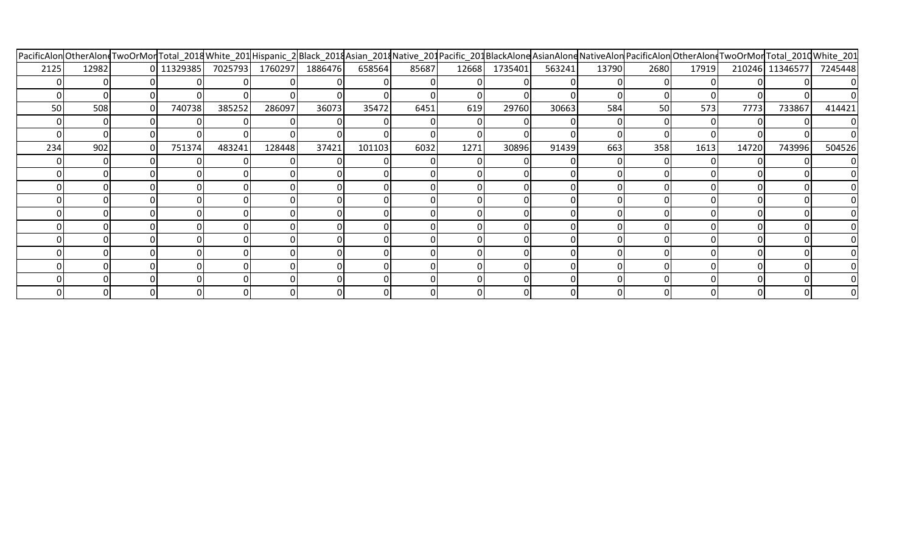| PacificAlon | OtherAlon | TwoOrMor | Total_2018 | White_201 | Hispanic_2 | Black_2018 | Asian_2018 | Native_201 | Pacific_201 | BlackAlone | AsianAlone | NativeAlon | PacificAlon | OtherAlon | TwoOrMor | Total_2010 | White_201 |
|---|---|---|---|---|---|---|---|---|---|---|---|---|---|---|---|---|---|
| 2125 | 12982 | 0 | 11329385 | 7025793 | 1760297 | 1886476 | 658564 | 85687 | 12668 | 1735401 | 563241 | 13790 | 2680 | 17919 | 210246 | 11346577 | 7245448 |
| 0 | 0 | 0 | 0 | 0 | 0 | 0 | 0 | 0 | 0 | 0 | 0 | 0 | 0 | 0 | 0 | 0 | 0 |
| 0 | 0 | 0 | 0 | 0 | 0 | 0 | 0 | 0 | 0 | 0 | 0 | 0 | 0 | 0 | 0 | 0 | 0 |
| 50 | 508 | 0 | 740738 | 385252 | 286097 | 36073 | 35472 | 6451 | 619 | 29760 | 30663 | 584 | 50 | 573 | 7773 | 733867 | 414421 |
| 0 | 0 | 0 | 0 | 0 | 0 | 0 | 0 | 0 | 0 | 0 | 0 | 0 | 0 | 0 | 0 | 0 | 0 |
| 0 | 0 | 0 | 0 | 0 | 0 | 0 | 0 | 0 | 0 | 0 | 0 | 0 | 0 | 0 | 0 | 0 | 0 |
| 234 | 902 | 0 | 751374 | 483241 | 128448 | 37421 | 101103 | 6032 | 1271 | 30896 | 91439 | 663 | 358 | 1613 | 14720 | 743996 | 504526 |
| 0 | 0 | 0 | 0 | 0 | 0 | 0 | 0 | 0 | 0 | 0 | 0 | 0 | 0 | 0 | 0 | 0 | 0 |
| 0 | 0 | 0 | 0 | 0 | 0 | 0 | 0 | 0 | 0 | 0 | 0 | 0 | 0 | 0 | 0 | 0 | 0 |
| 0 | 0 | 0 | 0 | 0 | 0 | 0 | 0 | 0 | 0 | 0 | 0 | 0 | 0 | 0 | 0 | 0 | 0 |
| 0 | 0 | 0 | 0 | 0 | 0 | 0 | 0 | 0 | 0 | 0 | 0 | 0 | 0 | 0 | 0 | 0 | 0 |
| 0 | 0 | 0 | 0 | 0 | 0 | 0 | 0 | 0 | 0 | 0 | 0 | 0 | 0 | 0 | 0 | 0 | 0 |
| 0 | 0 | 0 | 0 | 0 | 0 | 0 | 0 | 0 | 0 | 0 | 0 | 0 | 0 | 0 | 0 | 0 | 0 |
| 0 | 0 | 0 | 0 | 0 | 0 | 0 | 0 | 0 | 0 | 0 | 0 | 0 | 0 | 0 | 0 | 0 | 0 |
| 0 | 0 | 0 | 0 | 0 | 0 | 0 | 0 | 0 | 0 | 0 | 0 | 0 | 0 | 0 | 0 | 0 | 0 |
| 0 | 0 | 0 | 0 | 0 | 0 | 0 | 0 | 0 | 0 | 0 | 0 | 0 | 0 | 0 | 0 | 0 | 0 |
| 0 | 0 | 0 | 0 | 0 | 0 | 0 | 0 | 0 | 0 | 0 | 0 | 0 | 0 | 0 | 0 | 0 | 0 |
| 0 | 0 | 0 | 0 | 0 | 0 | 0 | 0 | 0 | 0 | 0 | 0 | 0 | 0 | 0 | 0 | 0 | 0 |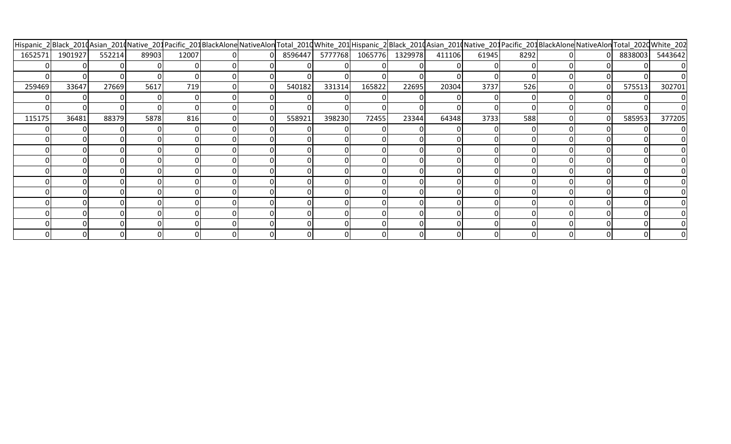| Hispanic_2 | Black_2010 | Asian_2010 | Native_201 | Pacific_201 | BlackAlone | NativeAlon | Total_2010 | White_201 | Hispanic_2 | Black_2010 | Asian_2010 | Native_201 | Pacific_201 | BlackAlone | NativeAlon | Total_2020 | White_202 |
|---|---|---|---|---|---|---|---|---|---|---|---|---|---|---|---|---|---|
| 1652571 | 1901927 | 552214 | 89903 | 12007 | 0 | 0 | 8596447 | 5777768 | 1065776 | 1329978 | 411106 | 61945 | 8292 | 0 | 0 | 8838003 | 5443642 |
| 0 | 0 | 0 | 0 | 0 | 0 | 0 | 0 | 0 | 0 | 0 | 0 | 0 | 0 | 0 | 0 | 0 | 0 |
| 0 | 0 | 0 | 0 | 0 | 0 | 0 | 0 | 0 | 0 | 0 | 0 | 0 | 0 | 0 | 0 | 0 | 0 |
| 259469 | 33647 | 27669 | 5617 | 719 | 0 | 0 | 540182 | 331314 | 165822 | 22695 | 20304 | 3737 | 526 | 0 | 0 | 575513 | 302701 |
| 0 | 0 | 0 | 0 | 0 | 0 | 0 | 0 | 0 | 0 | 0 | 0 | 0 | 0 | 0 | 0 | 0 | 0 |
| 0 | 0 | 0 | 0 | 0 | 0 | 0 | 0 | 0 | 0 | 0 | 0 | 0 | 0 | 0 | 0 | 0 | 0 |
| 115175 | 36481 | 88379 | 5878 | 816 | 0 | 0 | 558921 | 398230 | 72455 | 23344 | 64348 | 3733 | 588 | 0 | 0 | 585953 | 377205 |
| 0 | 0 | 0 | 0 | 0 | 0 | 0 | 0 | 0 | 0 | 0 | 0 | 0 | 0 | 0 | 0 | 0 | 0 |
| 0 | 0 | 0 | 0 | 0 | 0 | 0 | 0 | 0 | 0 | 0 | 0 | 0 | 0 | 0 | 0 | 0 | 0 |
| 0 | 0 | 0 | 0 | 0 | 0 | 0 | 0 | 0 | 0 | 0 | 0 | 0 | 0 | 0 | 0 | 0 | 0 |
| 0 | 0 | 0 | 0 | 0 | 0 | 0 | 0 | 0 | 0 | 0 | 0 | 0 | 0 | 0 | 0 | 0 | 0 |
| 0 | 0 | 0 | 0 | 0 | 0 | 0 | 0 | 0 | 0 | 0 | 0 | 0 | 0 | 0 | 0 | 0 | 0 |
| 0 | 0 | 0 | 0 | 0 | 0 | 0 | 0 | 0 | 0 | 0 | 0 | 0 | 0 | 0 | 0 | 0 | 0 |
| 0 | 0 | 0 | 0 | 0 | 0 | 0 | 0 | 0 | 0 | 0 | 0 | 0 | 0 | 0 | 0 | 0 | 0 |
| 0 | 0 | 0 | 0 | 0 | 0 | 0 | 0 | 0 | 0 | 0 | 0 | 0 | 0 | 0 | 0 | 0 | 0 |
| 0 | 0 | 0 | 0 | 0 | 0 | 0 | 0 | 0 | 0 | 0 | 0 | 0 | 0 | 0 | 0 | 0 | 0 |
| 0 | 0 | 0 | 0 | 0 | 0 | 0 | 0 | 0 | 0 | 0 | 0 | 0 | 0 | 0 | 0 | 0 | 0 |
| 0 | 0 | 0 | 0 | 0 | 0 | 0 | 0 | 0 | 0 | 0 | 0 | 0 | 0 | 0 | 0 | 0 | 0 |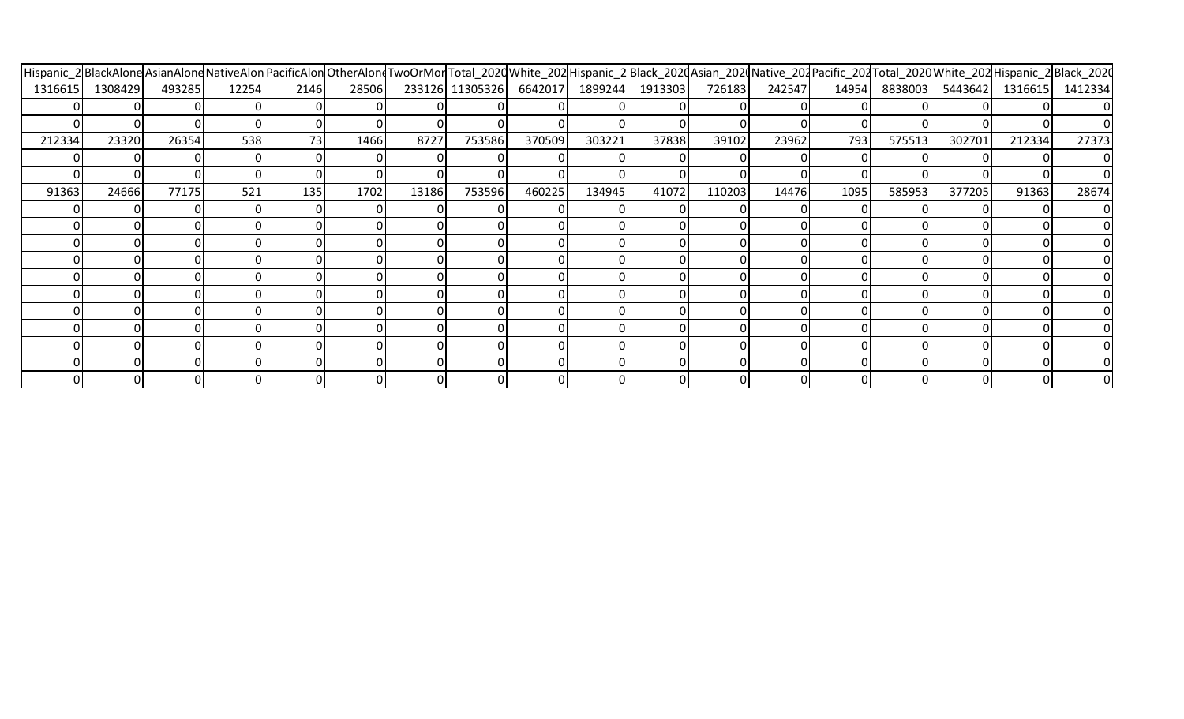| Hispanic_2 | BlackAlone | AsianAlone | NativeAlon | PacificAlon | OtherAlone | TwoOrMor | Total_2020 | White_202 | Hispanic_2 | Black_2020 | Asian_2020 | Native_202 | Pacific_202 | Total_2020 | White_202 | Hispanic_2 | Black_2020 |
|---|---|---|---|---|---|---|---|---|---|---|---|---|---|---|---|---|---|
| 1316615 | 1308429 | 493285 | 12254 | 2146 | 28506 | 233126 | 11305326 | 6642017 | 1899244 | 1913303 | 726183 | 242547 | 14954 | 8838003 | 5443642 | 1316615 | 1412334 |
| 0 | 0 | 0 | 0 | 0 | 0 | 0 | 0 | 0 | 0 | 0 | 0 | 0 | 0 | 0 | 0 | 0 | 0 |
| 0 | 0 | 0 | 0 | 0 | 0 | 0 | 0 | 0 | 0 | 0 | 0 | 0 | 0 | 0 | 0 | 0 | 0 |
| 212334 | 23320 | 26354 | 538 | 73 | 1466 | 8727 | 753586 | 370509 | 303221 | 37838 | 39102 | 23962 | 793 | 575513 | 302701 | 212334 | 27373 |
| 0 | 0 | 0 | 0 | 0 | 0 | 0 | 0 | 0 | 0 | 0 | 0 | 0 | 0 | 0 | 0 | 0 | 0 |
| 0 | 0 | 0 | 0 | 0 | 0 | 0 | 0 | 0 | 0 | 0 | 0 | 0 | 0 | 0 | 0 | 0 | 0 |
| 91363 | 24666 | 77175 | 521 | 135 | 1702 | 13186 | 753596 | 460225 | 134945 | 41072 | 110203 | 14476 | 1095 | 585953 | 377205 | 91363 | 28674 |
| 0 | 0 | 0 | 0 | 0 | 0 | 0 | 0 | 0 | 0 | 0 | 0 | 0 | 0 | 0 | 0 | 0 | 0 |
| 0 | 0 | 0 | 0 | 0 | 0 | 0 | 0 | 0 | 0 | 0 | 0 | 0 | 0 | 0 | 0 | 0 | 0 |
| 0 | 0 | 0 | 0 | 0 | 0 | 0 | 0 | 0 | 0 | 0 | 0 | 0 | 0 | 0 | 0 | 0 | 0 |
| 0 | 0 | 0 | 0 | 0 | 0 | 0 | 0 | 0 | 0 | 0 | 0 | 0 | 0 | 0 | 0 | 0 | 0 |
| 0 | 0 | 0 | 0 | 0 | 0 | 0 | 0 | 0 | 0 | 0 | 0 | 0 | 0 | 0 | 0 | 0 | 0 |
| 0 | 0 | 0 | 0 | 0 | 0 | 0 | 0 | 0 | 0 | 0 | 0 | 0 | 0 | 0 | 0 | 0 | 0 |
| 0 | 0 | 0 | 0 | 0 | 0 | 0 | 0 | 0 | 0 | 0 | 0 | 0 | 0 | 0 | 0 | 0 | 0 |
| 0 | 0 | 0 | 0 | 0 | 0 | 0 | 0 | 0 | 0 | 0 | 0 | 0 | 0 | 0 | 0 | 0 | 0 |
| 0 | 0 | 0 | 0 | 0 | 0 | 0 | 0 | 0 | 0 | 0 | 0 | 0 | 0 | 0 | 0 | 0 | 0 |
| 0 | 0 | 0 | 0 | 0 | 0 | 0 | 0 | 0 | 0 | 0 | 0 | 0 | 0 | 0 | 0 | 0 | 0 |
| 0 | 0 | 0 | 0 | 0 | 0 | 0 | 0 | 0 | 0 | 0 | 0 | 0 | 0 | 0 | 0 | 0 | 0 |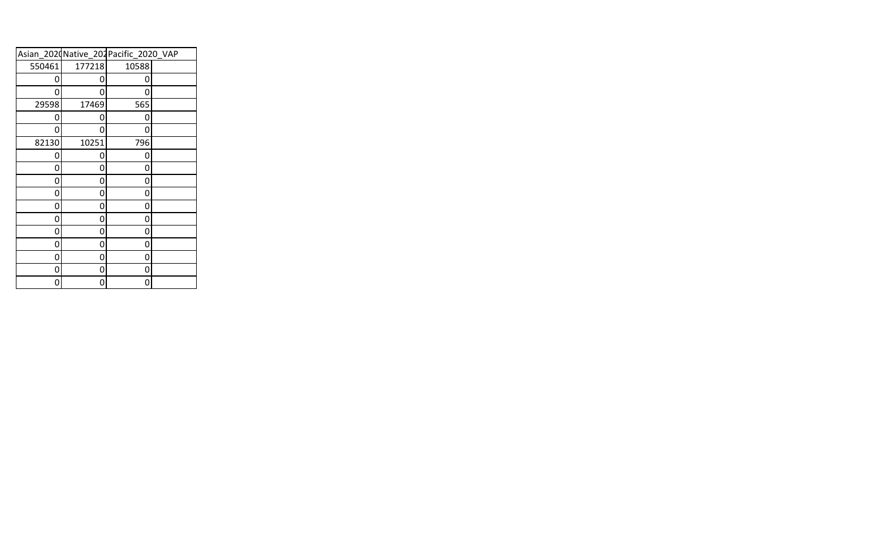| Asian_2020 | Native_202 | Pacific_2020_VAP | |
|---|---|---|---|
| 550461 | 177218 | 10588 | |
| 0 | 0 | 0 | |
| 0 | 0 | 0 | |
| 29598 | 17469 | 565 | |
| 0 | 0 | 0 | |
| 0 | 0 | 0 | |
| 82130 | 10251 | 796 | |
| 0 | 0 | 0 | |
| 0 | 0 | 0 | |
| 0 | 0 | 0 | |
| 0 | 0 | 0 | |
| 0 | 0 | 0 | |
| 0 | 0 | 0 | |
| 0 | 0 | 0 | |
| 0 | 0 | 0 | |
| 0 | 0 | 0 | |
| 0 | 0 | 0 | |
| 0 | 0 | 0 | |